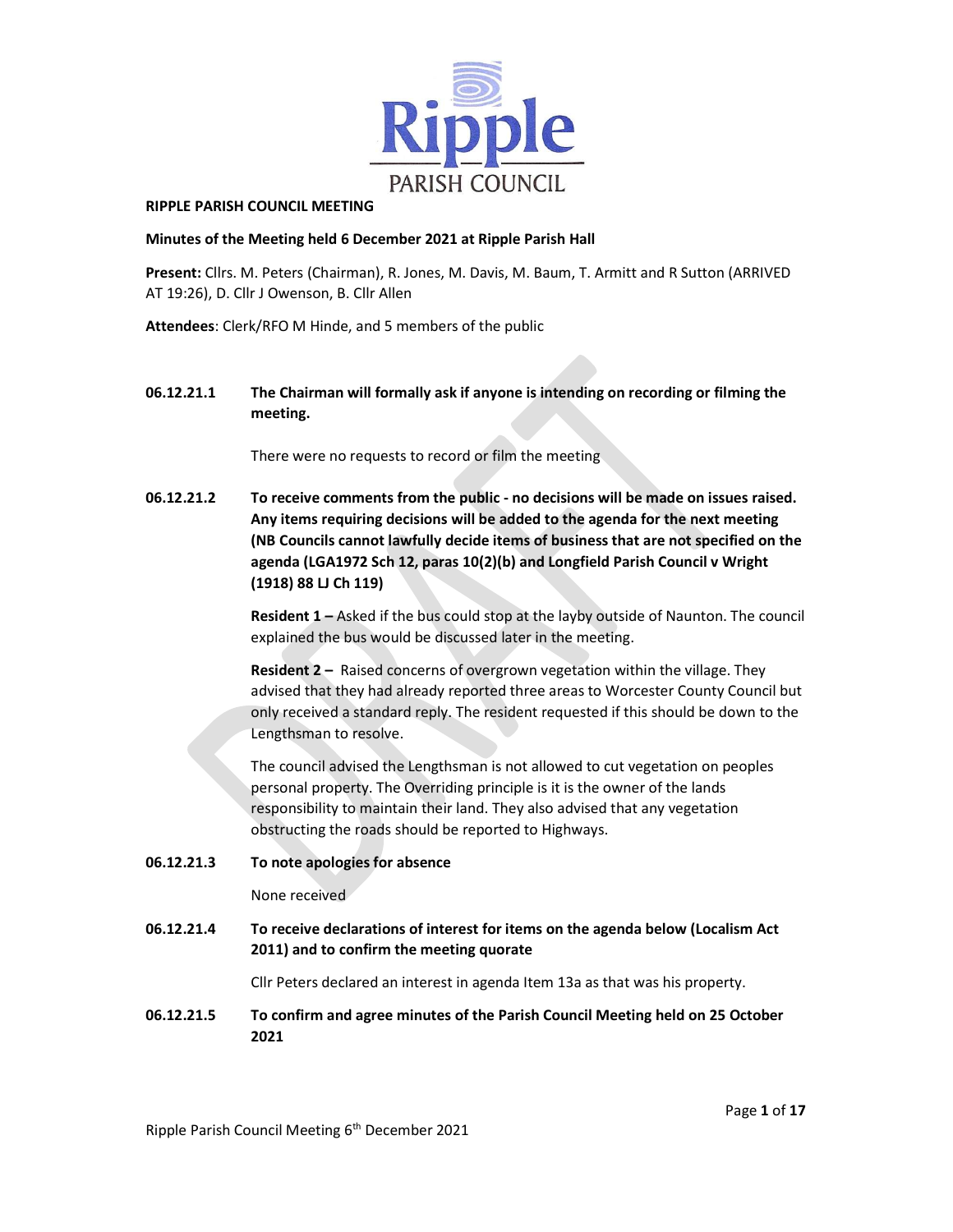**RIPPLE PARISH COUNCIL MEETING**

**Minutes of the Meeting held 6 December 2021 at Ripple Parish Hall**

**Present:** Cllrs. M. Peters (Chairman), R. Jones, M. Davis, M. Baum, T. Armitt and R Sutton (ARRIVED AT 19:26), D. Cllr J Owenson, B. Cllr Allen

**Attendees**: Clerk/RFO M Hinde, and 5 members of the public

**06.12.21.1 The Chairman will formally ask if anyone is intending on recording or filming the meeting.**

There were no requests to record or film the meeting

**06.12.21.2 To receive comments from the public - no decisions will be made on issues raised. Any items requiring decisions will be added to the agenda for the next meeting (NB Councils cannot lawfully decide items of business that are not specified on the agenda (LGA1972 Sch 12, paras 10(2)(b) and Longfield Parish Council v Wright (1918) 88 LJ Ch 119)**

**Resident 1 –** Asked if the bus could stop at the layby outside of Naunton. The council explained the bus would be discussed later in the meeting.

**Resident 2 –** Raised concerns of overgrown vegetation within the village. They advised that they had already reported three areas to Worcester County Council but only received a standard reply. The resident requested if this should be down to the Lengthsman to resolve.

The council advised the Lengthsman is not allowed to cut vegetation on peoples personal property. The Overriding principle is it is the owner of the lands responsibility to maintain their land. They also advised that any vegetation obstructing the roads should be reported to Highways.

**06.12.21.3 To note apologies for absence**

None received

**06.12.21.4 To receive declarations of interest for items on the agenda below (Localism Act 2011) and to confirm the meeting quorate**

Cllr Peters declared an interest in agenda Item 13a as that was his property.

**06.12.21.5 To confirm and agree minutes of the Parish Council Meeting held on 25 October 2021**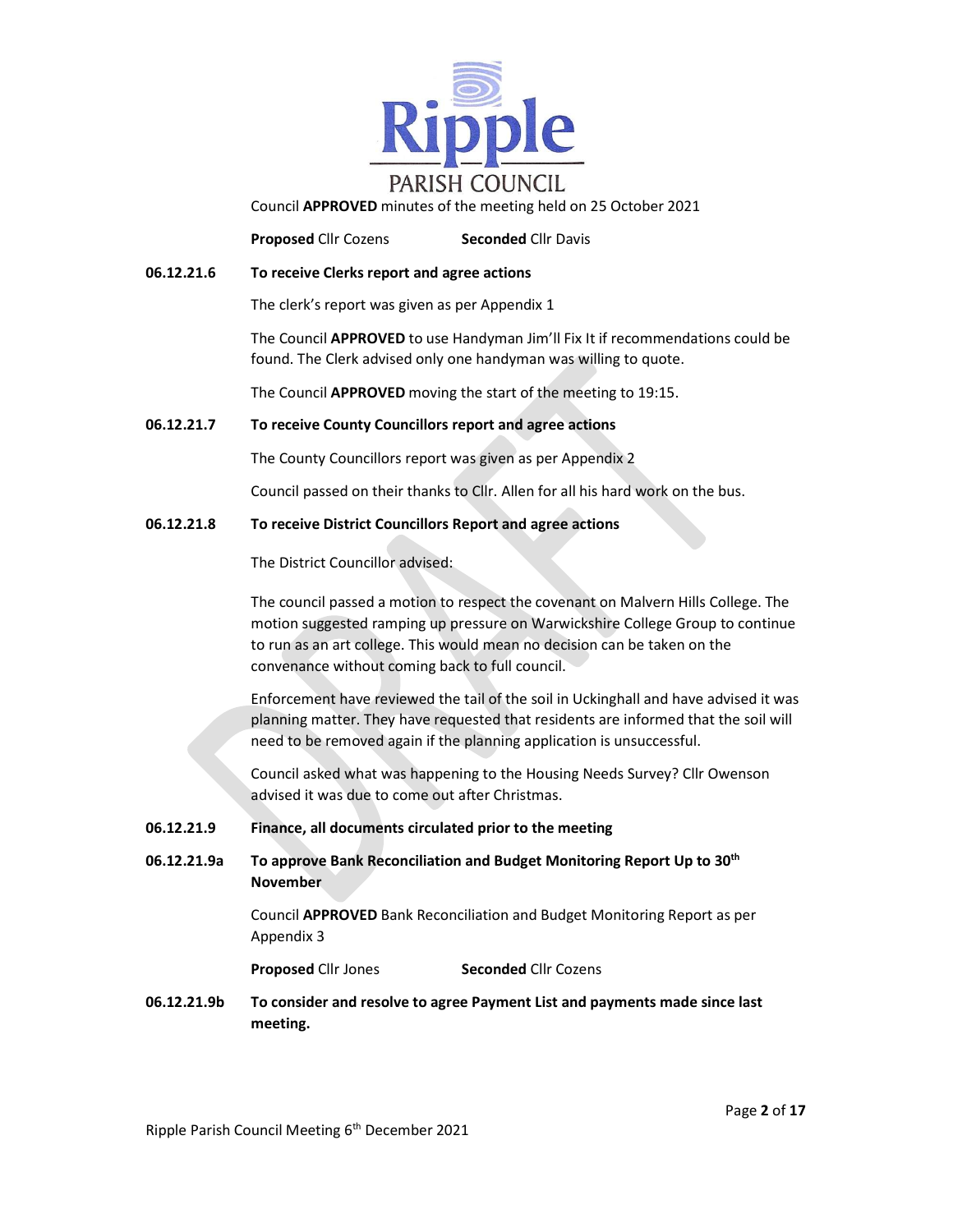Council **APPROVED** minutes of the meeting held on 25 October 2021

**Proposed** Cllr Cozens **Seconded** Cllr Davis

**06.12.21.6 To receive Clerks report and agree actions**

The clerk's report was given as per Appendix 1

The Council **APPROVED** to use Handyman Jim'll Fix It if recommendations could be found. The Clerk advised only one handyman was willing to quote.

The Council **APPROVED** moving the start of the meeting to 19:15.

**06.12.21.7 To receive County Councillors report and agree actions**

The County Councillors report was given as per Appendix 2

Council passed on their thanks to Cllr. Allen for all his hard work on the bus.

**06.12.21.8 To receive District Councillors Report and agree actions**

The District Councillor advised:

The council passed a motion to respect the covenant on Malvern Hills College. The motion suggested ramping up pressure on Warwickshire College Group to continue to run as an art college. This would mean no decision can be taken on the convenance without coming back to full council.

Enforcement have reviewed the tail of the soil in Uckinghall and have advised it was planning matter. They have requested that residents are informed that the soil will need to be removed again if the planning application is unsuccessful.

Council asked what was happening to the Housing Needs Survey? Cllr Owenson advised it was due to come out after Christmas.

**06.12.21.9 Finance, all documents circulated prior to the meeting**

**06.12.21.9a To approve Bank Reconciliation and Budget Monitoring Report Up to 30th November**

Council **APPROVED** Bank Reconciliation and Budget Monitoring Report as per Appendix 3

**Proposed** Cllr Jones **Seconded** Cllr Cozens

**06.12.21.9b To consider and resolve to agree Payment List and payments made since last meeting.**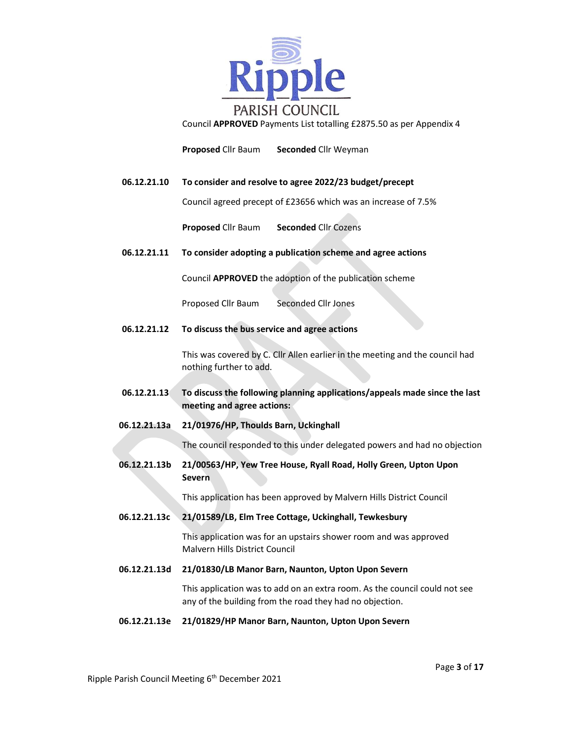Council **APPROVED** Payments List totalling £2875.50 as per Appendix 4

**Proposed** Cllr Baum **Seconded** Cllr Weyman

**06.12.21.10 To consider and resolve to agree 2022/23 budget/precept**

Council agreed precept of £23656 which was an increase of 7.5%

**Proposed** Cllr Baum **Seconded** Cllr Cozens

**06.12.21.11 To consider adopting a publication scheme and agree actions**

Council **APPROVED** the adoption of the publication scheme

Proposed Cllr Baum Seconded Cllr Jones

**06.12.21.12 To discuss the bus service and agree actions**

This was covered by C. Cllr Allen earlier in the meeting and the council had nothing further to add.

**06.12.21.13 To discuss the following planning applications/appeals made since the last meeting and agree actions:**

**06.12.21.13a 21/01976/HP, Thoulds Barn, Uckinghall**

The council responded to this under delegated powers and had no objection

**06.12.21.13b 21/00563/HP, Yew Tree House, Ryall Road, Holly Green, Upton Upon Severn**

This application has been approved by Malvern Hills District Council

**06.12.21.13c 21/01589/LB, Elm Tree Cottage, Uckinghall, Tewkesbury**

This application was for an upstairs shower room and was approved Malvern Hills District Council

**06.12.21.13d 21/01830/LB Manor Barn, Naunton, Upton Upon Severn**

This application was to add on an extra room. As the council could not see any of the building from the road they had no objection.

**06.12.21.13e 21/01829/HP Manor Barn, Naunton, Upton Upon Severn**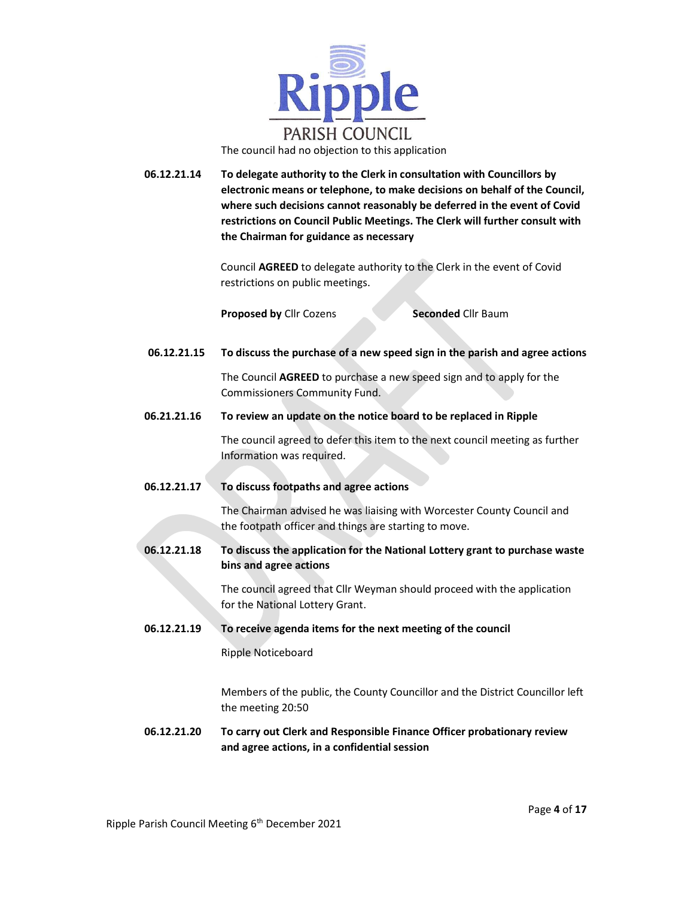The council had no objection to this application

**06.12.21.14** **To delegate authority to the Clerk in consultation with Councillors by electronic means or telephone, to make decisions on behalf of the Council, where such decisions cannot reasonably be deferred in the event of Covid restrictions on Council Public Meetings. The Clerk will further consult with the Chairman for guidance as necessary**

Council **AGREED** to delegate authority to the Clerk in the event of Covid restrictions on public meetings.

**Proposed by** Cllr Cozens **Seconded** Cllr Baum

**06.12.21.15** **To discuss the purchase of a new speed sign in the parish and agree actions**

The Council **AGREED** to purchase a new speed sign and to apply for the Commissioners Community Fund.

**06.21.21.16** **To review an update on the notice board to be replaced in Ripple**

The council agreed to defer this item to the next council meeting as further Information was required.

**06.12.21.17** **To discuss footpaths and agree actions**

The Chairman advised he was liaising with Worcester County Council and the footpath officer and things are starting to move.

**06.12.21.18** **To discuss the application for the National Lottery grant to purchase waste bins and agree actions**

The council agreed that Cllr Weyman should proceed with the application for the National Lottery Grant.

**06.12.21.19** **To receive agenda items for the next meeting of the council**

Ripple Noticeboard

Members of the public, the County Councillor and the District Councillor left the meeting 20:50

**06.12.21.20** **To carry out Clerk and Responsible Finance Officer probationary review and agree actions, in a confidential session**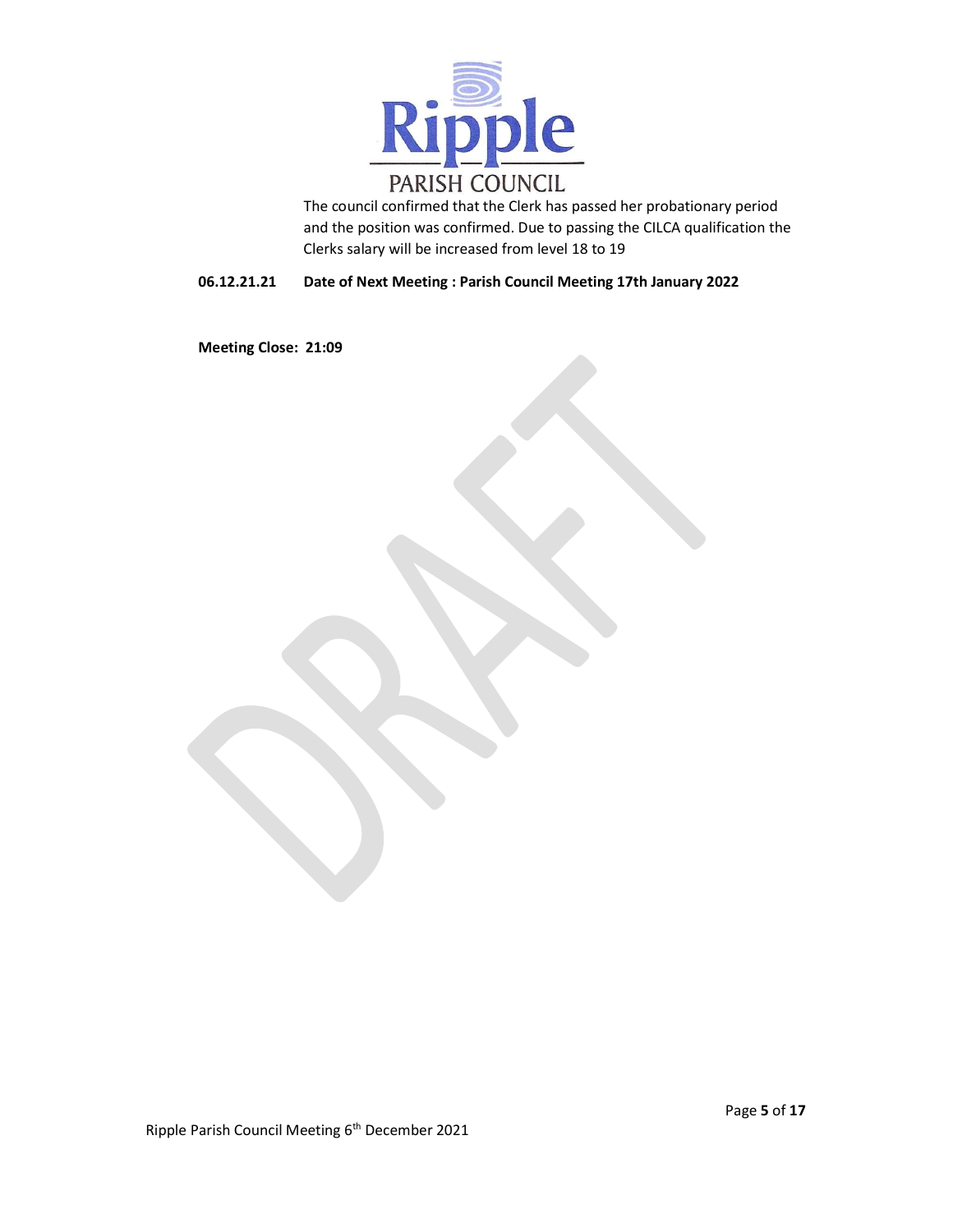The council confirmed that the Clerk has passed her probationary period and the position was confirmed. Due to passing the CILCA qualification the Clerks salary will be increased from level 18 to 19

**06.12.21.21 Date of Next Meeting : Parish Council Meeting 17th January 2022**

**Meeting Close: 21:09**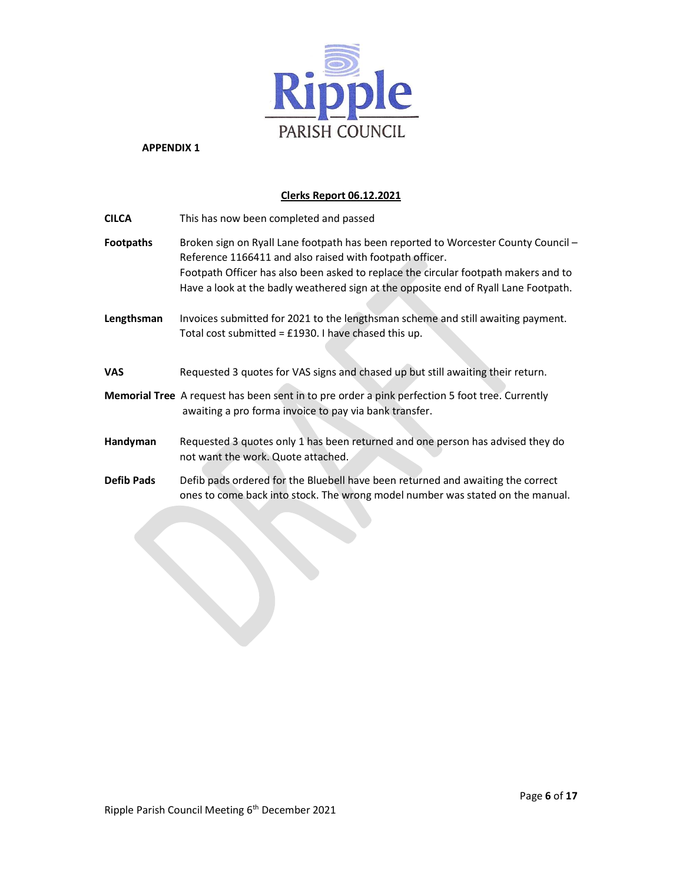Ripple PARISH COUNCIL

**APPENDIX 1**

## Clerks Report 06.12.2021

| | |
|---|---|
| **CILCA** | This has now been completed and passed |
| **Footpaths** | Broken sign on Ryall Lane footpath has been reported to Worcester County Council – Reference 1166411 and also raised with footpath officer.<br>Footpath Officer has also been asked to replace the circular footpath makers and to Have a look at the badly weathered sign at the opposite end of Ryall Lane Footpath. |
| **Lengthsman** | Invoices submitted for 2021 to the lengthsman scheme and still awaiting payment. Total cost submitted = £1930. I have chased this up. |
| **VAS** | Requested 3 quotes for VAS signs and chased up but still awaiting their return. |
| **Memorial Tree** | A request has been sent in to pre order a pink perfection 5 foot tree. Currently awaiting a pro forma invoice to pay via bank transfer. |
| **Handyman** | Requested 3 quotes only 1 has been returned and one person has advised they do not want the work. Quote attached. |
| **Defib Pads** | Defib pads ordered for the Bluebell have been returned and awaiting the correct ones to come back into stock. The wrong model number was stated on the manual. |

DRAFT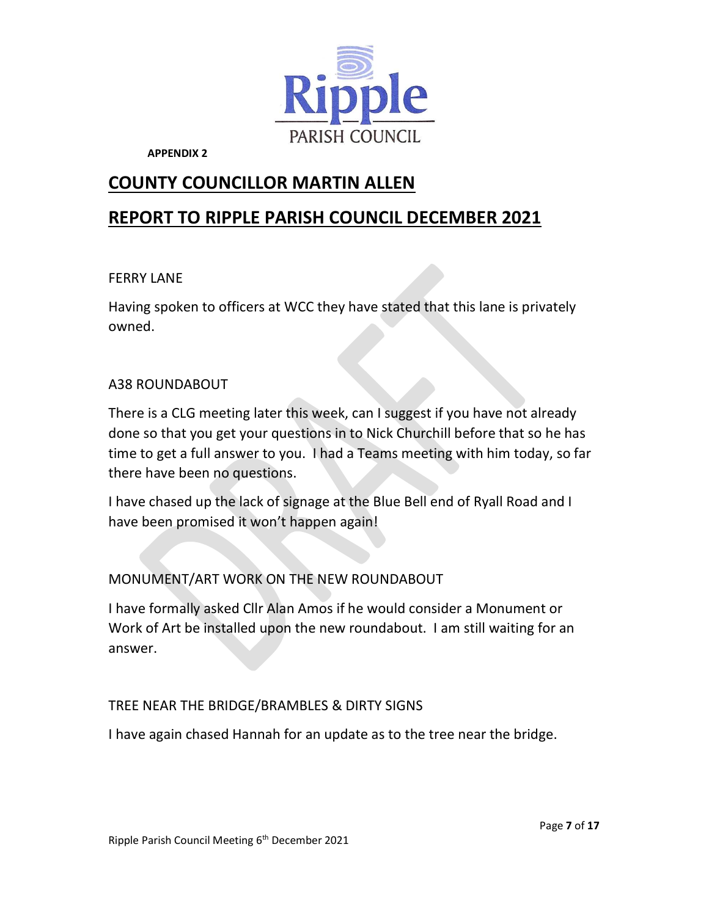**APPENDIX 2**

# COUNTY COUNCILLOR MARTIN ALLEN

# REPORT TO RIPPLE PARISH COUNCIL DECEMBER 2021

FERRY LANE

Having spoken to officers at WCC they have stated that this lane is privately owned.

A38 ROUNDABOUT

There is a CLG meeting later this week, can I suggest if you have not already done so that you get your questions in to Nick Churchill before that so he has time to get a full answer to you. I had a Teams meeting with him today, so far there have been no questions.

I have chased up the lack of signage at the Blue Bell end of Ryall Road and I have been promised it won't happen again!

MONUMENT/ART WORK ON THE NEW ROUNDABOUT

I have formally asked Cllr Alan Amos if he would consider a Monument or Work of Art be installed upon the new roundabout. I am still waiting for an answer.

TREE NEAR THE BRIDGE/BRAMBLES & DIRTY SIGNS

I have again chased Hannah for an update as to the tree near the bridge.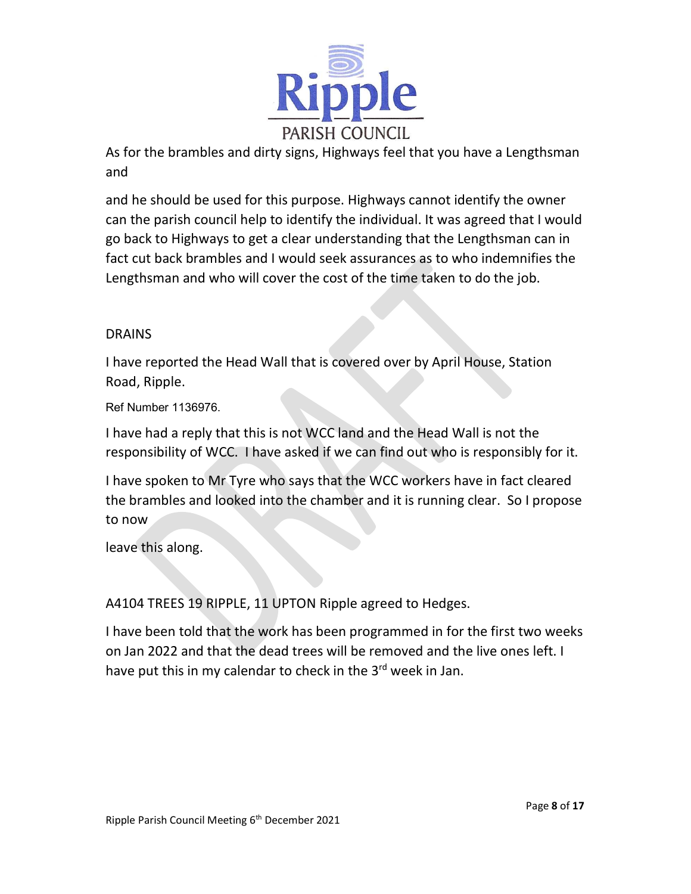As for the brambles and dirty signs, Highways feel that you have a Lengthsman and

and he should be used for this purpose. Highways cannot identify the owner can the parish council help to identify the individual. It was agreed that I would go back to Highways to get a clear understanding that the Lengthsman can in fact cut back brambles and I would seek assurances as to who indemnifies the Lengthsman and who will cover the cost of the time taken to do the job.

DRAINS

I have reported the Head Wall that is covered over by April House, Station Road, Ripple.

Ref Number 1136976.

I have had a reply that this is not WCC land and the Head Wall is not the responsibility of WCC. I have asked if we can find out who is responsibly for it.

I have spoken to Mr Tyre who says that the WCC workers have in fact cleared the brambles and looked into the chamber and it is running clear. So I propose to now

leave this along.

A4104 TREES 19 RIPPLE, 11 UPTON Ripple agreed to Hedges.

I have been told that the work has been programmed in for the first two weeks on Jan 2022 and that the dead trees will be removed and the live ones left. I have put this in my calendar to check in the 3rd week in Jan.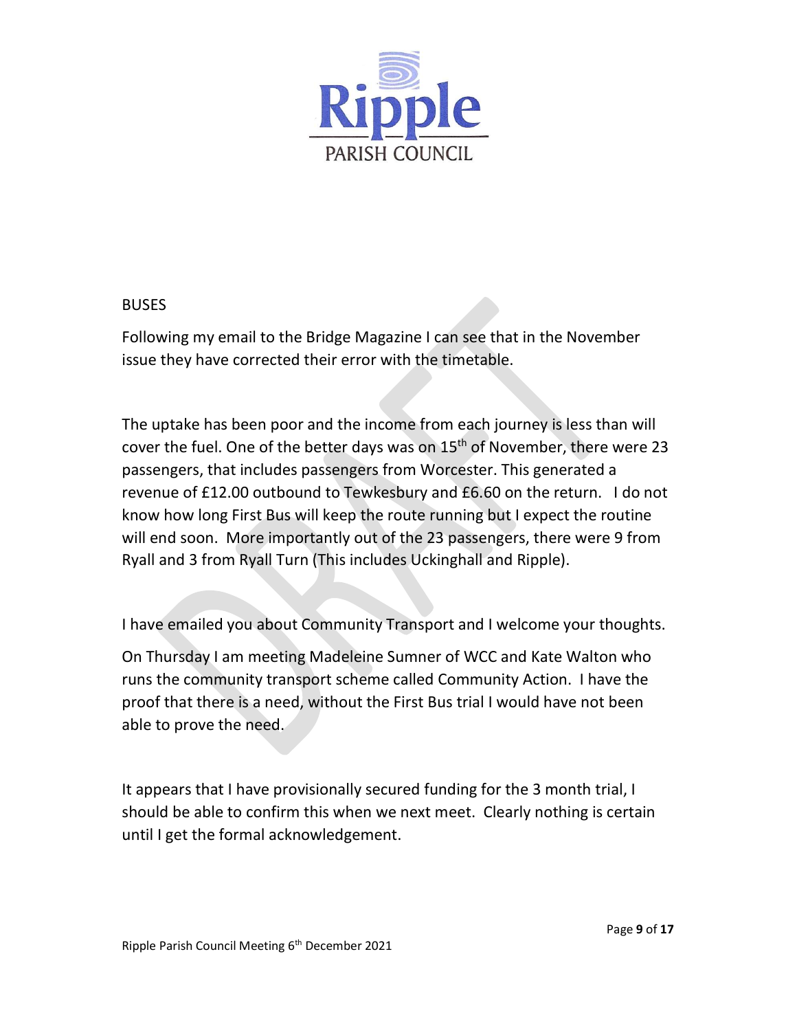BUSES

Following my email to the Bridge Magazine I can see that in the November issue they have corrected their error with the timetable.

The uptake has been poor and the income from each journey is less than will cover the fuel. One of the better days was on 15th of November, there were 23 passengers, that includes passengers from Worcester. This generated a revenue of £12.00 outbound to Tewkesbury and £6.60 on the return. I do not know how long First Bus will keep the route running but I expect the routine will end soon. More importantly out of the 23 passengers, there were 9 from Ryall and 3 from Ryall Turn (This includes Uckinghall and Ripple).

I have emailed you about Community Transport and I welcome your thoughts.

On Thursday I am meeting Madeleine Sumner of WCC and Kate Walton who runs the community transport scheme called Community Action. I have the proof that there is a need, without the First Bus trial I would have not been able to prove the need.

It appears that I have provisionally secured funding for the 3 month trial, I should be able to confirm this when we next meet. Clearly nothing is certain until I get the formal acknowledgement.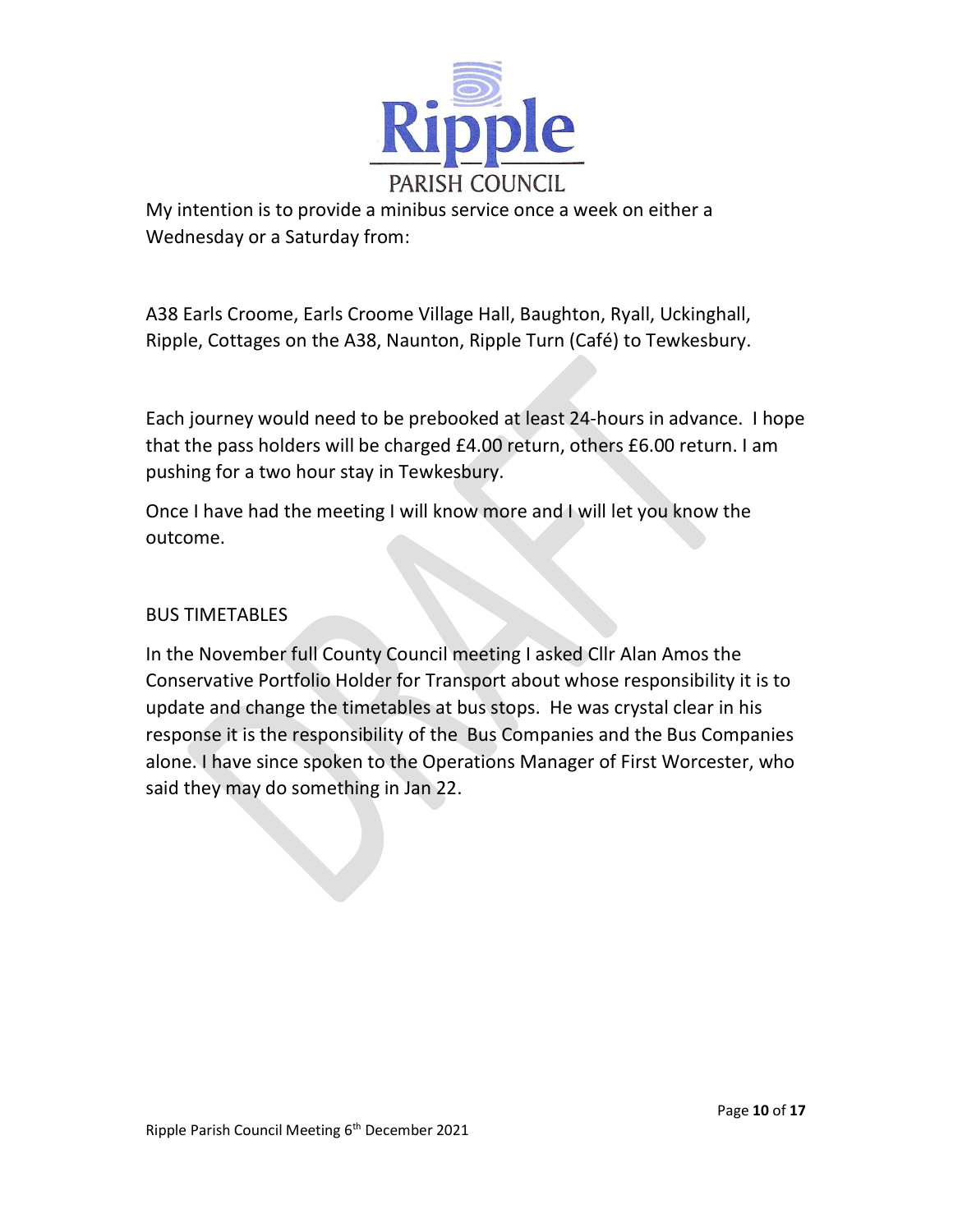My intention is to provide a minibus service once a week on either a Wednesday or a Saturday from:

A38 Earls Croome, Earls Croome Village Hall, Baughton, Ryall, Uckinghall, Ripple, Cottages on the A38, Naunton, Ripple Turn (Café) to Tewkesbury.

Each journey would need to be prebooked at least 24-hours in advance. I hope that the pass holders will be charged £4.00 return, others £6.00 return. I am pushing for a two hour stay in Tewkesbury.

Once I have had the meeting I will know more and I will let you know the outcome.

## BUS TIMETABLES

In the November full County Council meeting I asked Cllr Alan Amos the Conservative Portfolio Holder for Transport about whose responsibility it is to update and change the timetables at bus stops. He was crystal clear in his response it is the responsibility of the Bus Companies and the Bus Companies alone. I have since spoken to the Operations Manager of First Worcester, who said they may do something in Jan 22.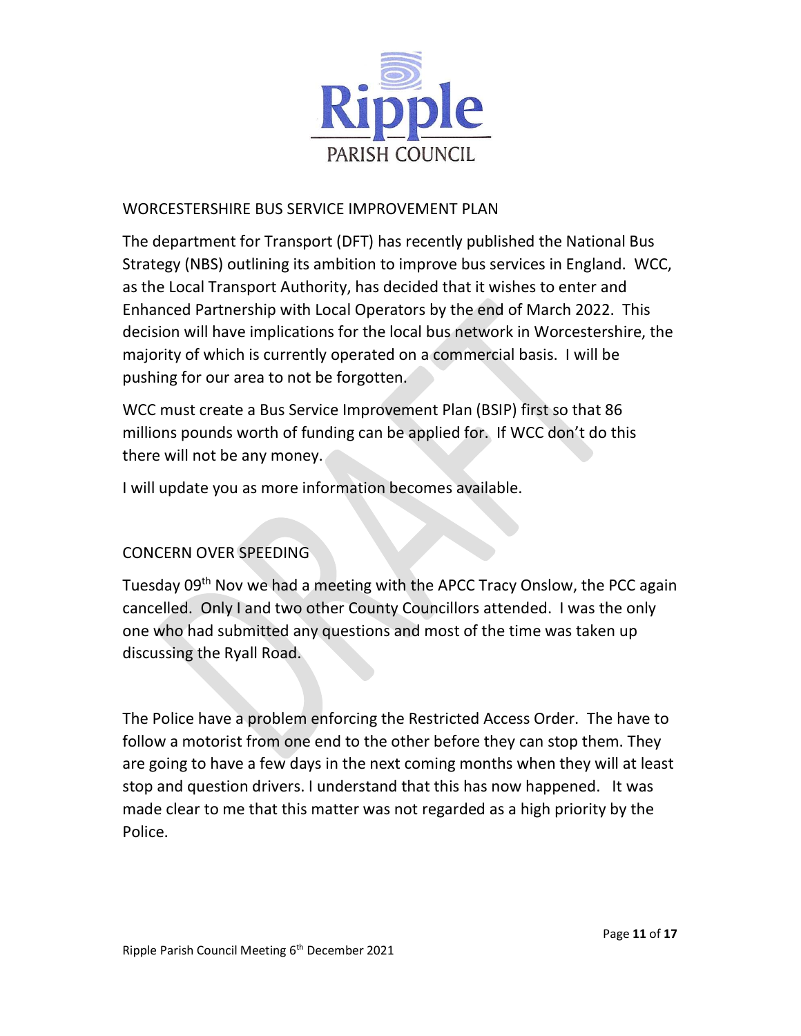## WORCESTERSHIRE BUS SERVICE IMPROVEMENT PLAN

The department for Transport (DFT) has recently published the National Bus Strategy (NBS) outlining its ambition to improve bus services in England. WCC, as the Local Transport Authority, has decided that it wishes to enter and Enhanced Partnership with Local Operators by the end of March 2022. This decision will have implications for the local bus network in Worcestershire, the majority of which is currently operated on a commercial basis. I will be pushing for our area to not be forgotten.

WCC must create a Bus Service Improvement Plan (BSIP) first so that 86 millions pounds worth of funding can be applied for. If WCC don't do this there will not be any money.

I will update you as more information becomes available.

## CONCERN OVER SPEEDING

Tuesday 09th Nov we had a meeting with the APCC Tracy Onslow, the PCC again cancelled. Only I and two other County Councillors attended. I was the only one who had submitted any questions and most of the time was taken up discussing the Ryall Road.

The Police have a problem enforcing the Restricted Access Order. The have to follow a motorist from one end to the other before they can stop them. They are going to have a few days in the next coming months when they will at least stop and question drivers. I understand that this has now happened. It was made clear to me that this matter was not regarded as a high priority by the Police.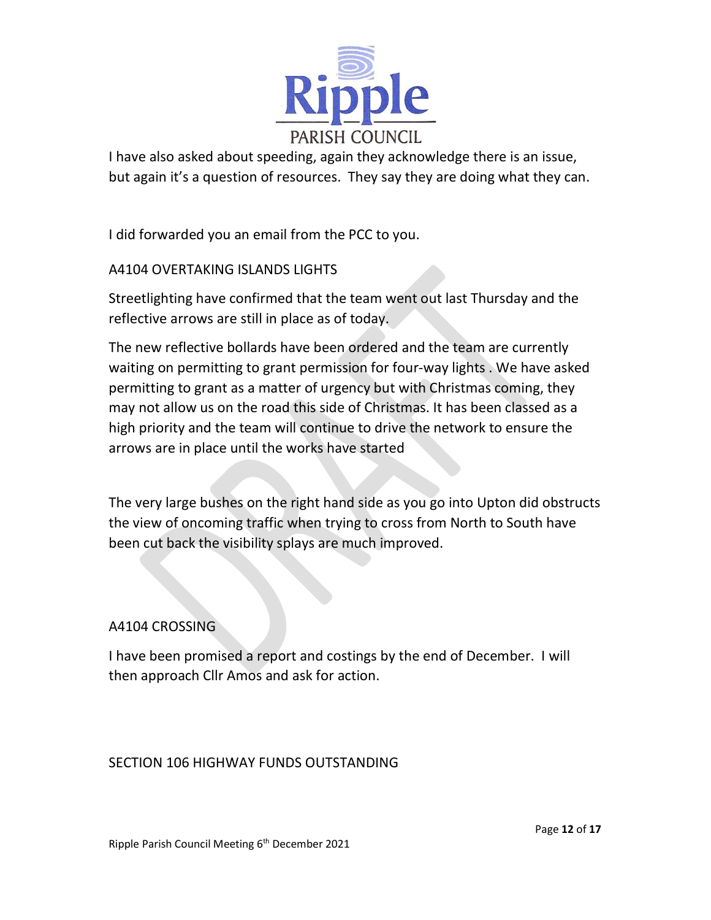I have also asked about speeding, again they acknowledge there is an issue, but again it's a question of resources. They say they are doing what they can.

I did forwarded you an email from the PCC to you.

A4104 OVERTAKING ISLANDS LIGHTS

Streetlighting have confirmed that the team went out last Thursday and the reflective arrows are still in place as of today.

The new reflective bollards have been ordered and the team are currently waiting on permitting to grant permission for four-way lights . We have asked permitting to grant as a matter of urgency but with Christmas coming, they may not allow us on the road this side of Christmas. It has been classed as a high priority and the team will continue to drive the network to ensure the arrows are in place until the works have started

The very large bushes on the right hand side as you go into Upton did obstructs the view of oncoming traffic when trying to cross from North to South have been cut back the visibility splays are much improved.

A4104 CROSSING

I have been promised a report and costings by the end of December. I will then approach Cllr Amos and ask for action.

SECTION 106 HIGHWAY FUNDS OUTSTANDING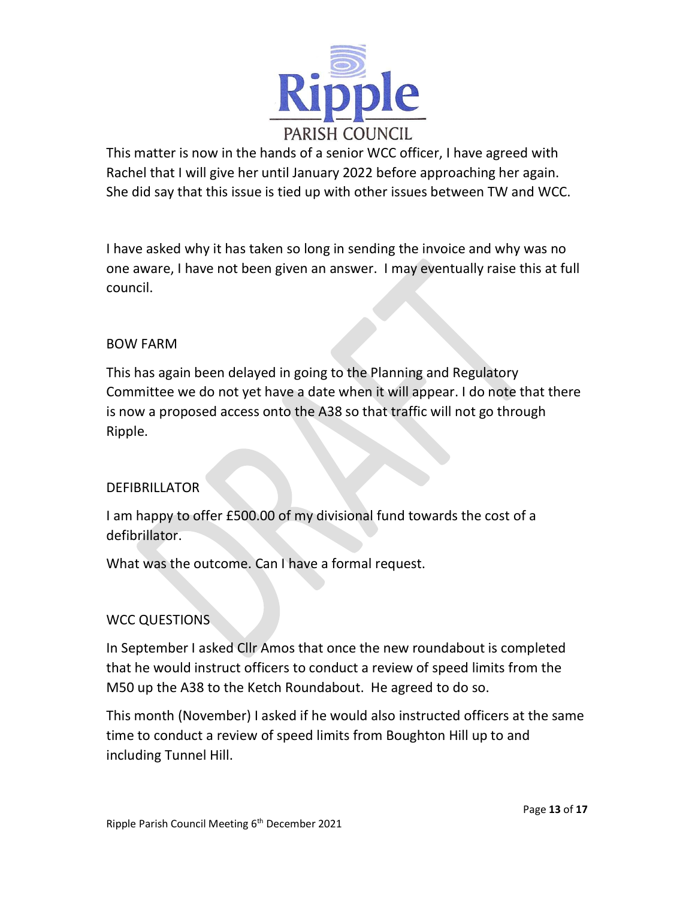This matter is now in the hands of a senior WCC officer, I have agreed with Rachel that I will give her until January 2022 before approaching her again. She did say that this issue is tied up with other issues between TW and WCC.

I have asked why it has taken so long in sending the invoice and why was no one aware, I have not been given an answer. I may eventually raise this at full council.

## BOW FARM

This has again been delayed in going to the Planning and Regulatory Committee we do not yet have a date when it will appear. I do note that there is now a proposed access onto the A38 so that traffic will not go through Ripple.

## DEFIBRILLATOR

I am happy to offer £500.00 of my divisional fund towards the cost of a defibrillator.

What was the outcome. Can I have a formal request.

## WCC QUESTIONS

In September I asked Cllr Amos that once the new roundabout is completed that he would instruct officers to conduct a review of speed limits from the M50 up the A38 to the Ketch Roundabout. He agreed to do so.

This month (November) I asked if he would also instructed officers at the same time to conduct a review of speed limits from Boughton Hill up to and including Tunnel Hill.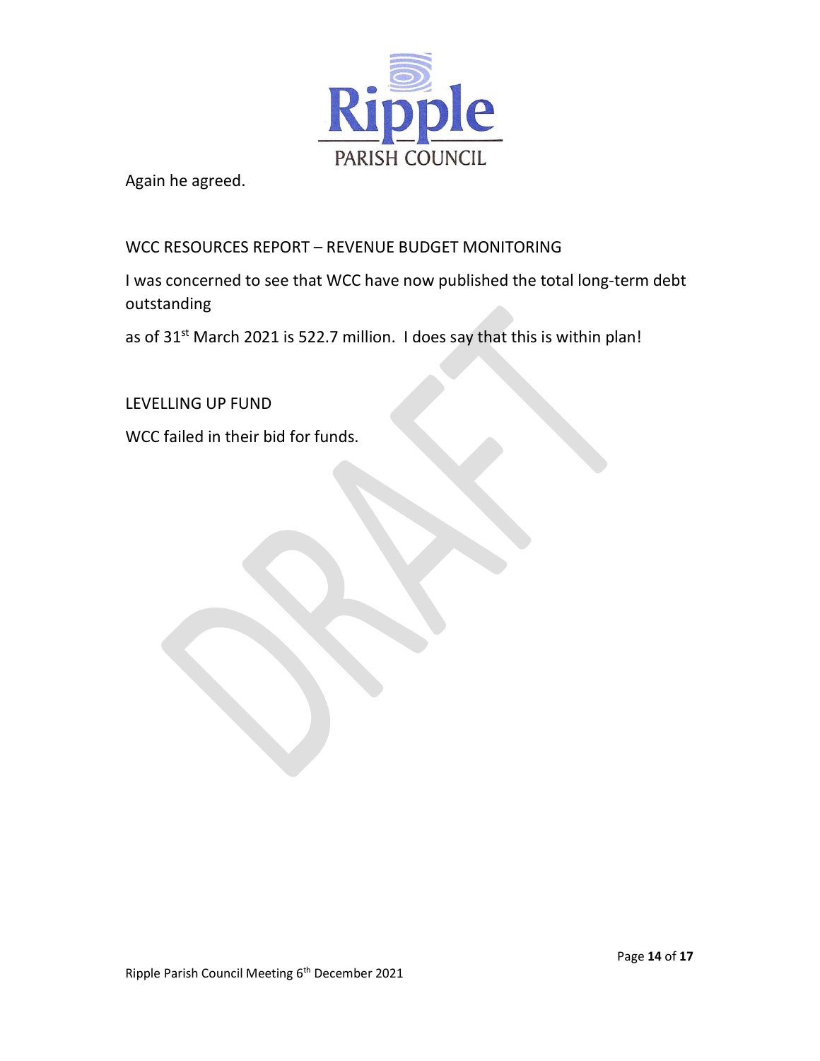Again he agreed.

WCC RESOURCES REPORT – REVENUE BUDGET MONITORING

I was concerned to see that WCC have now published the total long-term debt outstanding

as of 31st March 2021 is 522.7 million. I does say that this is within plan!

LEVELLING UP FUND

WCC failed in their bid for funds.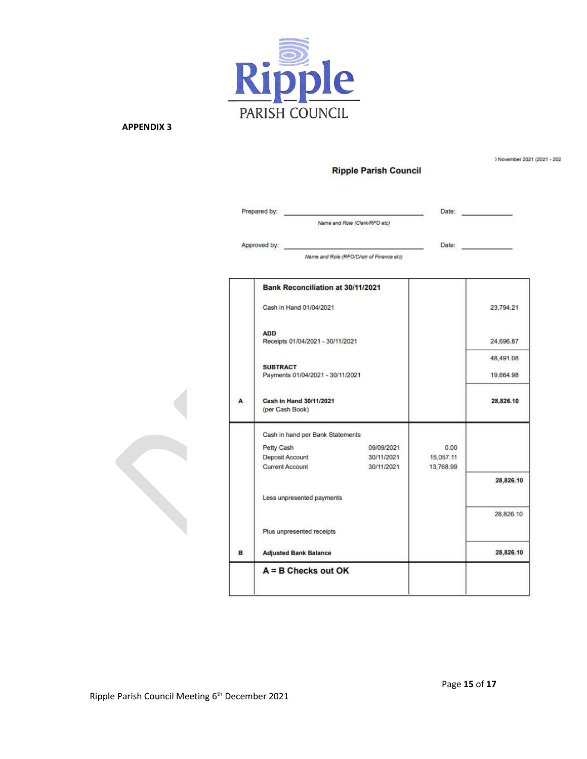Ripple PARISH COUNCIL

**APPENDIX 3**

) November 2021 (2021 - 202

## Ripple Parish Council

Prepared by: ______________________ Date: ____________

*Name and Role (Clerk/RFO etc)*

Approved by: ______________________ Date: ____________

*Name and Role (RFO/Chair of Finance etc)*

| | | | |
|---|---|---|---|
| | **Bank Reconciliation at 30/11/2021** | | |
| | Cash in Hand 01/04/2021 | | 23,794.21 |
| | **ADD**<br>Receipts 01/04/2021 - 30/11/2021 | | 24,696.87 |
| | | | 48,491.08 |
| | **SUBTRACT**<br>Payments 01/04/2021 - 30/11/2021 | | 19,664.98 |
| **A** | **Cash in Hand 30/11/2021**<br>(per Cash Book) | | **28,826.10** |
| | Cash in hand per Bank Statements | | |
| | Petty Cash 09/09/2021 | 0.00 | |
| | Deposit Account 30/11/2021 | 15,057.11 | |
| | Current Account 30/11/2021 | 13,768.99 | |
| | | | **28,826.10** |
| | Less unpresented payments | | |
| | | | 28,826.10 |
| | Plus unpresented receipts | | |
| **B** | **Adjusted Bank Balance** | | **28,826.10** |
| | **A = B Checks out OK** | | |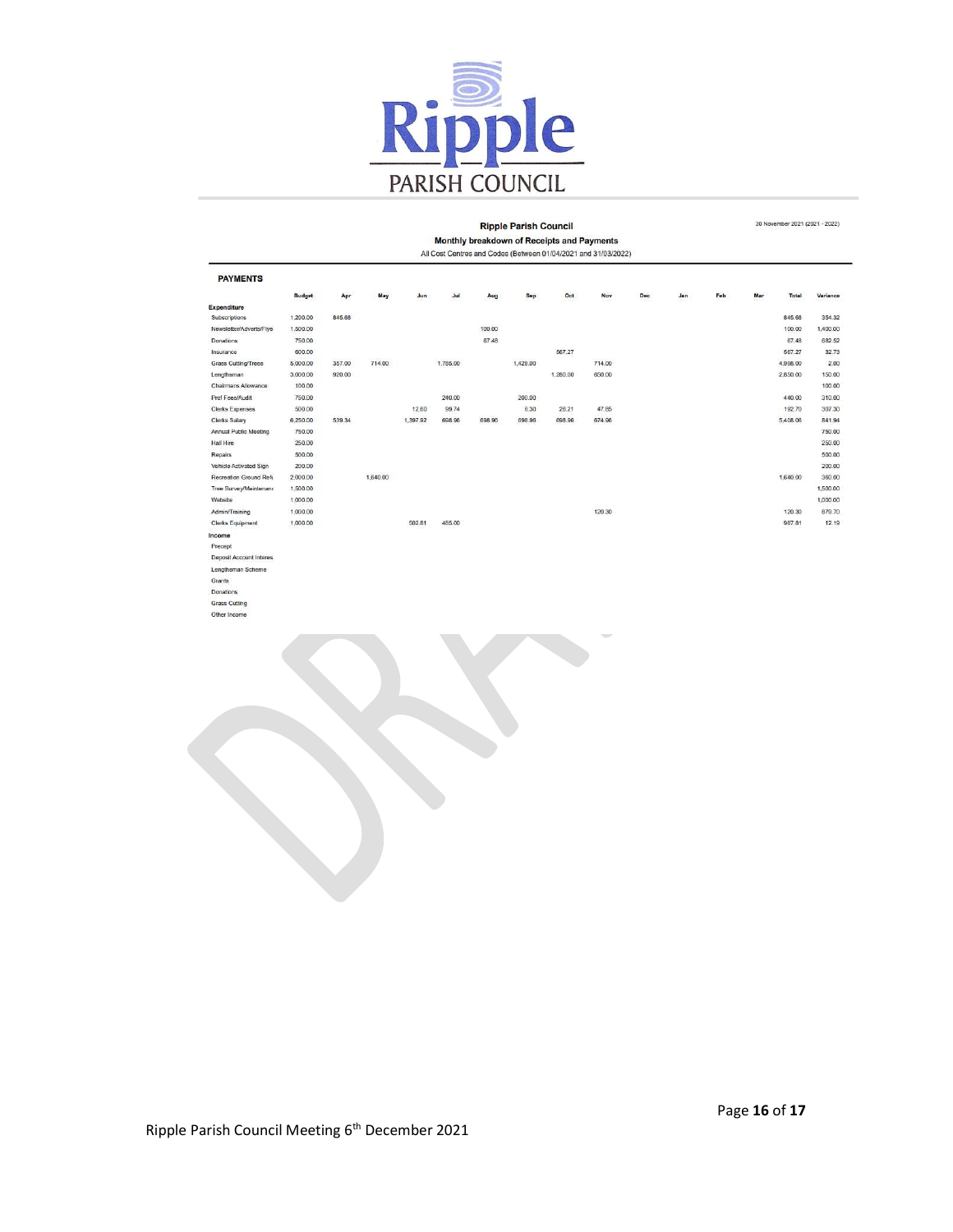# Ripple PARISH COUNCIL

**Ripple Parish Council**

**Monthly breakdown of Receipts and Payments**

All Cost Centres and Codes (Between 01/04/2021 and 31/03/2022)

30 November 2021 (2021 - 2022)

**PAYMENTS**

| | Budget | Apr | May | Jun | Jul | Aug | Sep | Oct | Nov | Dec | Jan | Feb | Mar | Total | Variance |
|---|---|---|---|---|---|---|---|---|---|---|---|---|---|---|---|
| **Expenditure** | | | | | | | | | | | | | | | |
| Subscriptions | 1,200.00 | 845.68 | | | | | | | | | | | | 845.68 | 354.32 |
| Newsletter/Adverts/Flye | 1,500.00 | | | | | 100.00 | | | | | | | | 100.00 | 1,400.00 |
| Donations | 750.00 | | | | | 67.48 | | | | | | | | 67.48 | 682.52 |
| Insurance | 600.00 | | | | | | | 567.27 | | | | | | 567.27 | 32.73 |
| Grass Cutting/Trees | 5,000.00 | 357.00 | 714.00 | | 1,785.00 | | 1,428.00 | | 714.00 | | | | | 4,998.00 | 2.00 |
| Lengthsman | 3,000.00 | 920.00 | | | | | | 1,280.00 | 650.00 | | | | | 2,850.00 | 150.00 |
| Chairmans Allowance | 100.00 | | | | | | | | | | | | | | 100.00 |
| Prof Fees/Audit | 750.00 | | | | 240.00 | | 200.00 | | | | | | | 440.00 | 310.00 |
| Clerks Expenses | 500.00 | | | 12.60 | 99.74 | | 6.30 | 26.21 | 47.85 | | | | | 192.70 | 307.30 |
| Clerks Salary | 6,250.00 | 539.34 | | 1,397.92 | 698.96 | 698.96 | 698.96 | 698.96 | 674.96 | | | | | 5,408.06 | 841.94 |
| Annual Public Meeting | 750.00 | | | | | | | | | | | | | | 750.00 |
| Hall Hire | 250.00 | | | | | | | | | | | | | | 250.00 |
| Repairs | 500.00 | | | | | | | | | | | | | | 500.00 |
| Vehicle Activated Sign | 200.00 | | | | | | | | | | | | | | 200.00 |
| Recreation Ground Refi | 2,000.00 | | 1,640.00 | | | | | | | | | | | 1,640.00 | 360.00 |
| Tree Survey/Maintenanc | 1,500.00 | | | | | | | | | | | | | | 1,500.00 |
| Website | 1,000.00 | | | | | | | | | | | | | | 1,000.00 |
| Admin/Training | 1,000.00 | | | | | | | | 120.30 | | | | | 120.30 | 879.70 |
| Clerks Equipment | 1,000.00 | | | 502.81 | 485.00 | | | | | | | | | 987.81 | 12.19 |
| **Income** | | | | | | | | | | | | | | | |
| Precept | | | | | | | | | | | | | | | |
| Deposit Account Interes | | | | | | | | | | | | | | | |
| Lengthsman Scheme | | | | | | | | | | | | | | | |
| Grants | | | | | | | | | | | | | | | |
| Donations | | | | | | | | | | | | | | | |
| Grass Cutting | | | | | | | | | | | | | | | |
| Other Income | | | | | | | | | | | | | | | |

DRAFT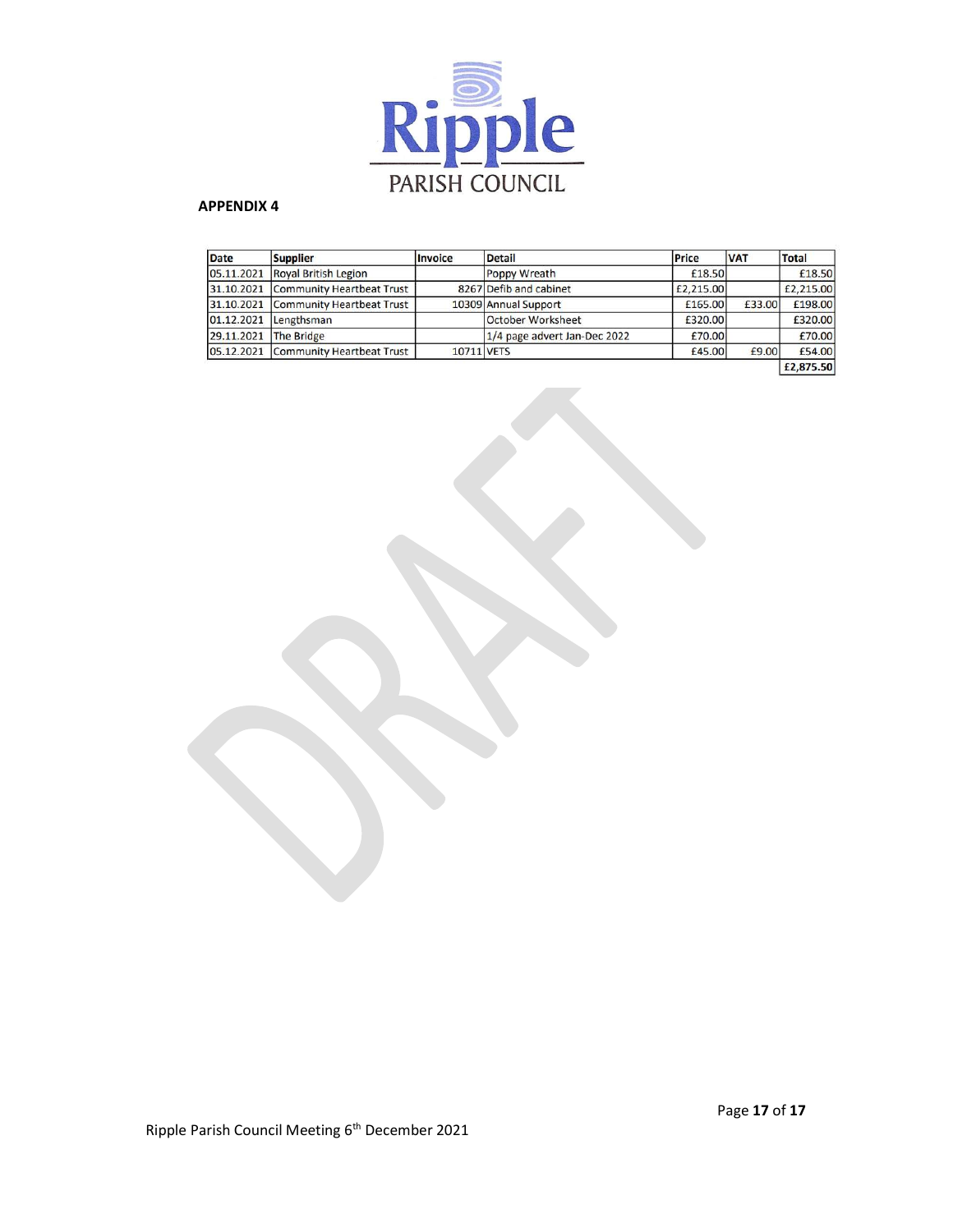**APPENDIX 4**

| Date | Supplier | Invoice | Detail | Price | VAT | Total |
|---|---|---|---|---|---|---|
| 05.11.2021 | Royal British Legion | | Poppy Wreath | £18.50 | | £18.50 |
| 31.10.2021 | Community Heartbeat Trust | 8267 | Defib and cabinet | £2,215.00 | | £2,215.00 |
| 31.10.2021 | Community Heartbeat Trust | 10309 | Annual Support | £165.00 | £33.00 | £198.00 |
| 01.12.2021 | Lengthsman | | October Worksheet | £320.00 | | £320.00 |
| 29.11.2021 | The Bridge | | 1/4 page advert Jan-Dec 2022 | £70.00 | | £70.00 |
| 05.12.2021 | Community Heartbeat Trust | 10711 | VETS | £45.00 | £9.00 | £54.00 |
| | | | | | | **£2,875.50** |

DRAFT

Ripple Parish Council Meeting 6th December 2021